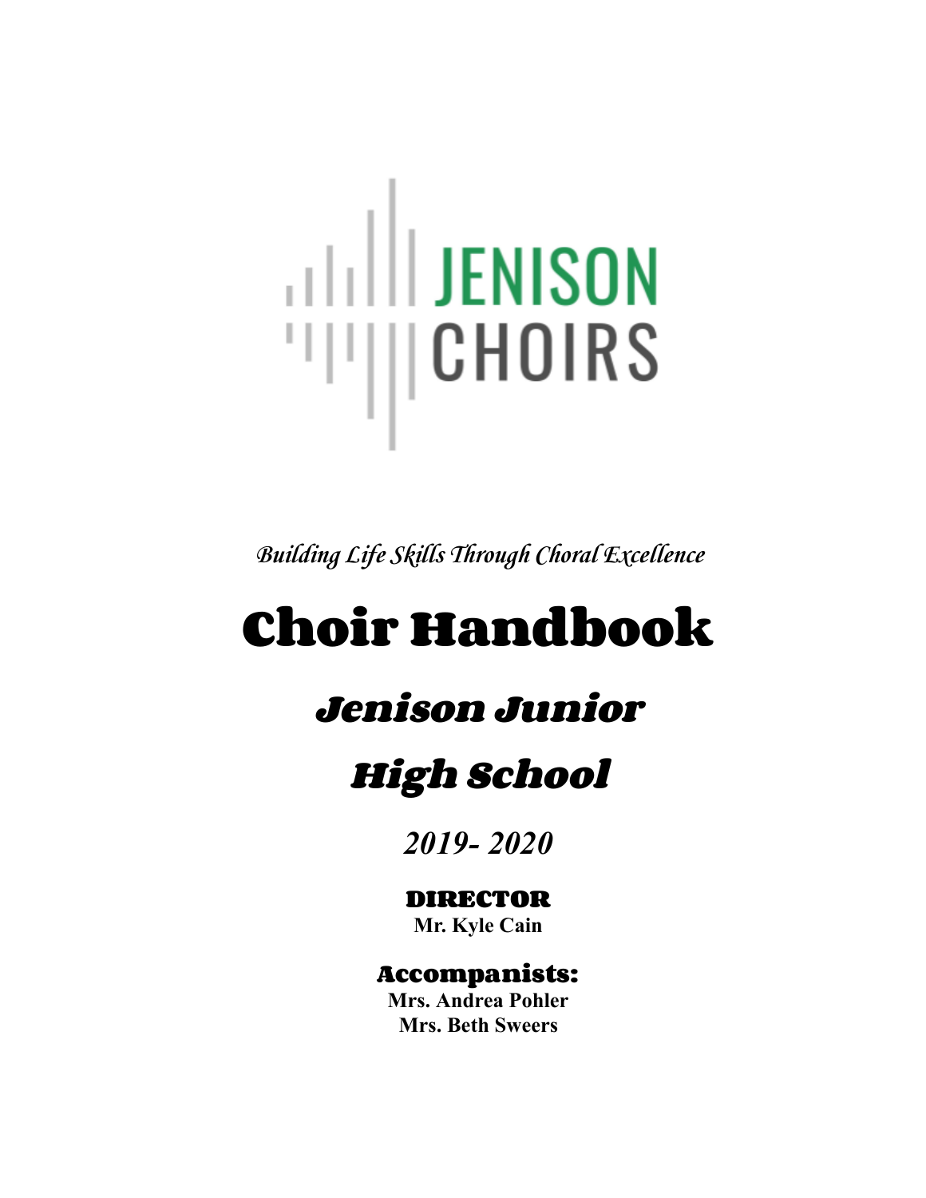JENISON CHOIRS

*Building Life Skills Through Choral Excellence*

# Choir Handbook

## *Jenison Junior High School*

*2019- 2020*

**DIRECTOR**
**Mr. Kyle Cain**

**Accompanists:**
**Mrs. Andrea Pohler**
**Mrs. Beth Sweers**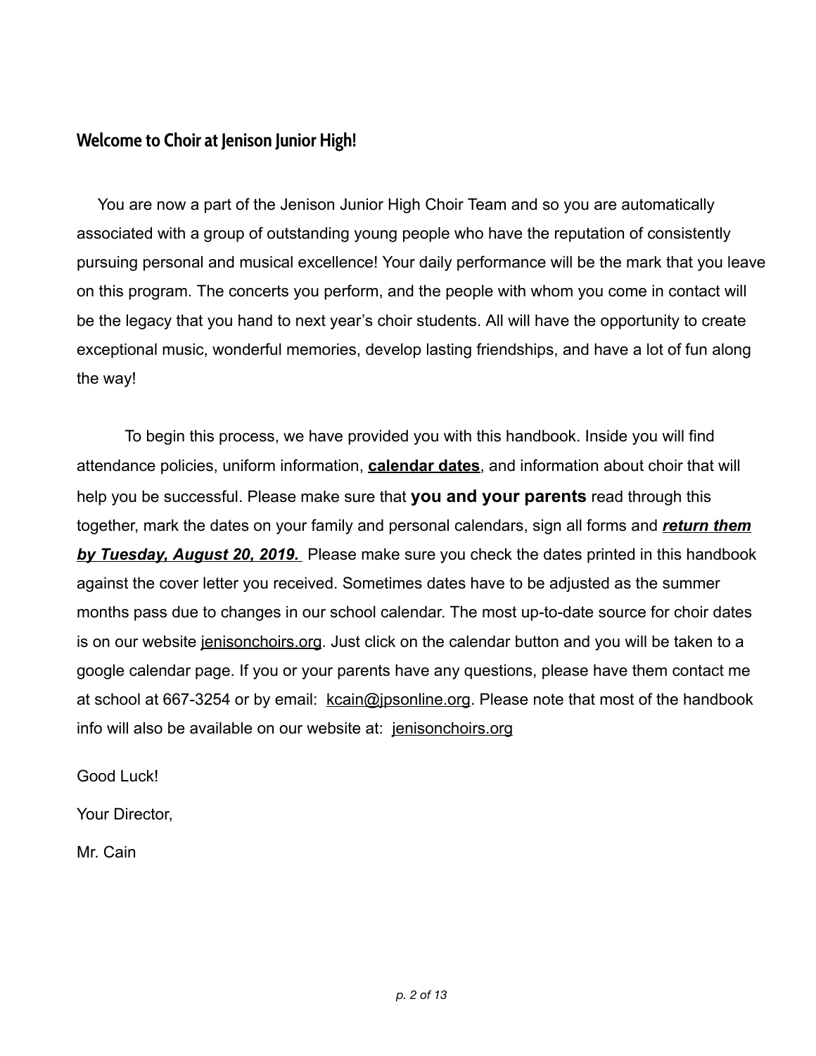## Welcome to Choir at Jenison Junior High!

You are now a part of the Jenison Junior High Choir Team and so you are automatically associated with a group of outstanding young people who have the reputation of consistently pursuing personal and musical excellence! Your daily performance will be the mark that you leave on this program. The concerts you perform, and the people with whom you come in contact will be the legacy that you hand to next year's choir students. All will have the opportunity to create exceptional music, wonderful memories, develop lasting friendships, and have a lot of fun along the way!

To begin this process, we have provided you with this handbook. Inside you will find attendance policies, uniform information, **calendar dates**, and information about choir that will help you be successful. Please make sure that **you and your parents** read through this together, mark the dates on your family and personal calendars, sign all forms and ***return them by Tuesday, August 20, 2019.*** Please make sure you check the dates printed in this handbook against the cover letter you received. Sometimes dates have to be adjusted as the summer months pass due to changes in our school calendar. The most up-to-date source for choir dates is on our website jenisonchoirs.org. Just click on the calendar button and you will be taken to a google calendar page. If you or your parents have any questions, please have them contact me at school at 667-3254 or by email: kcain@jpsonline.org. Please note that most of the handbook info will also be available on our website at: jenisonchoirs.org

Good Luck!

Your Director,

Mr. Cain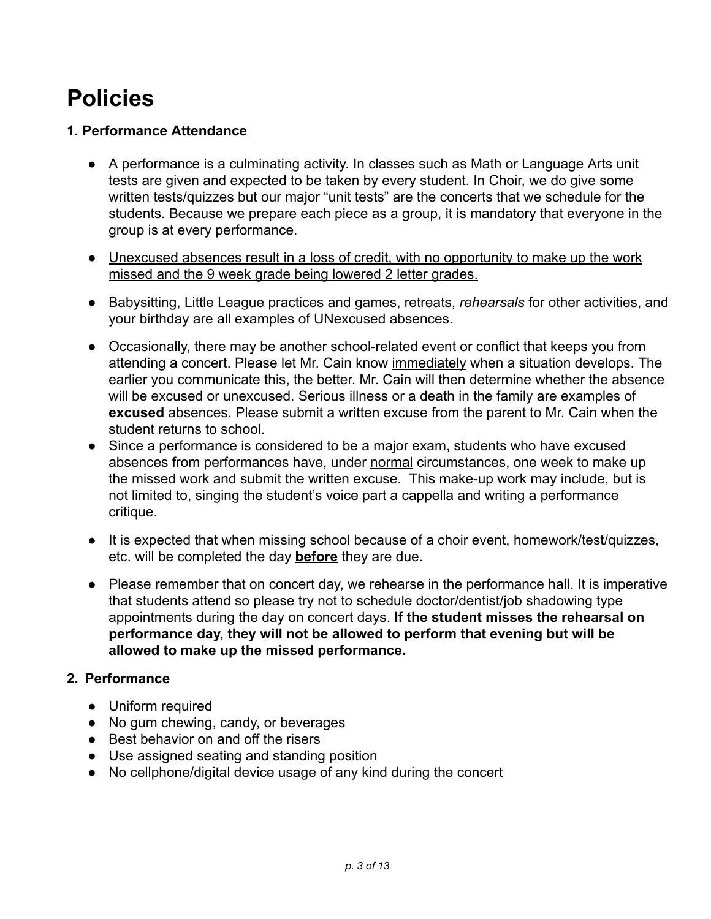# Policies

### 1. Performance Attendance

- A performance is a culminating activity. In classes such as Math or Language Arts unit tests are given and expected to be taken by every student. In Choir, we do give some written tests/quizzes but our major "unit tests" are the concerts that we schedule for the students. Because we prepare each piece as a group, it is mandatory that everyone in the group is at every performance.

- <u>Unexcused absences result in a loss of credit, with no opportunity to make up the work missed and the 9 week grade being lowered 2 letter grades.</u>

- Babysitting, Little League practices and games, retreats, *rehearsals* for other activities, and your birthday are all examples of <u>UN</u>excused absences.

- Occasionally, there may be another school-related event or conflict that keeps you from attending a concert. Please let Mr. Cain know <u>immediately</u> when a situation develops. The earlier you communicate this, the better. Mr. Cain will then determine whether the absence will be excused or unexcused. Serious illness or a death in the family are examples of **excused** absences. Please submit a written excuse from the parent to Mr. Cain when the student returns to school.
- Since a performance is considered to be a major exam, students who have excused absences from performances have, under <u>normal</u> circumstances, one week to make up the missed work and submit the written excuse. This make-up work may include, but is not limited to, singing the student's voice part a cappella and writing a performance critique.

- It is expected that when missing school because of a choir event, homework/test/quizzes, etc. will be completed the day <u>**before**</u> they are due.

- Please remember that on concert day, we rehearse in the performance hall. It is imperative that students attend so please try not to schedule doctor/dentist/job shadowing type appointments during the day on concert days. **If the student misses the rehearsal on performance day, they will not be allowed to perform that evening but will be allowed to make up the missed performance.**

### 2. Performance

- Uniform required
- No gum chewing, candy, or beverages
- Best behavior on and off the risers
- Use assigned seating and standing position
- No cellphone/digital device usage of any kind during the concert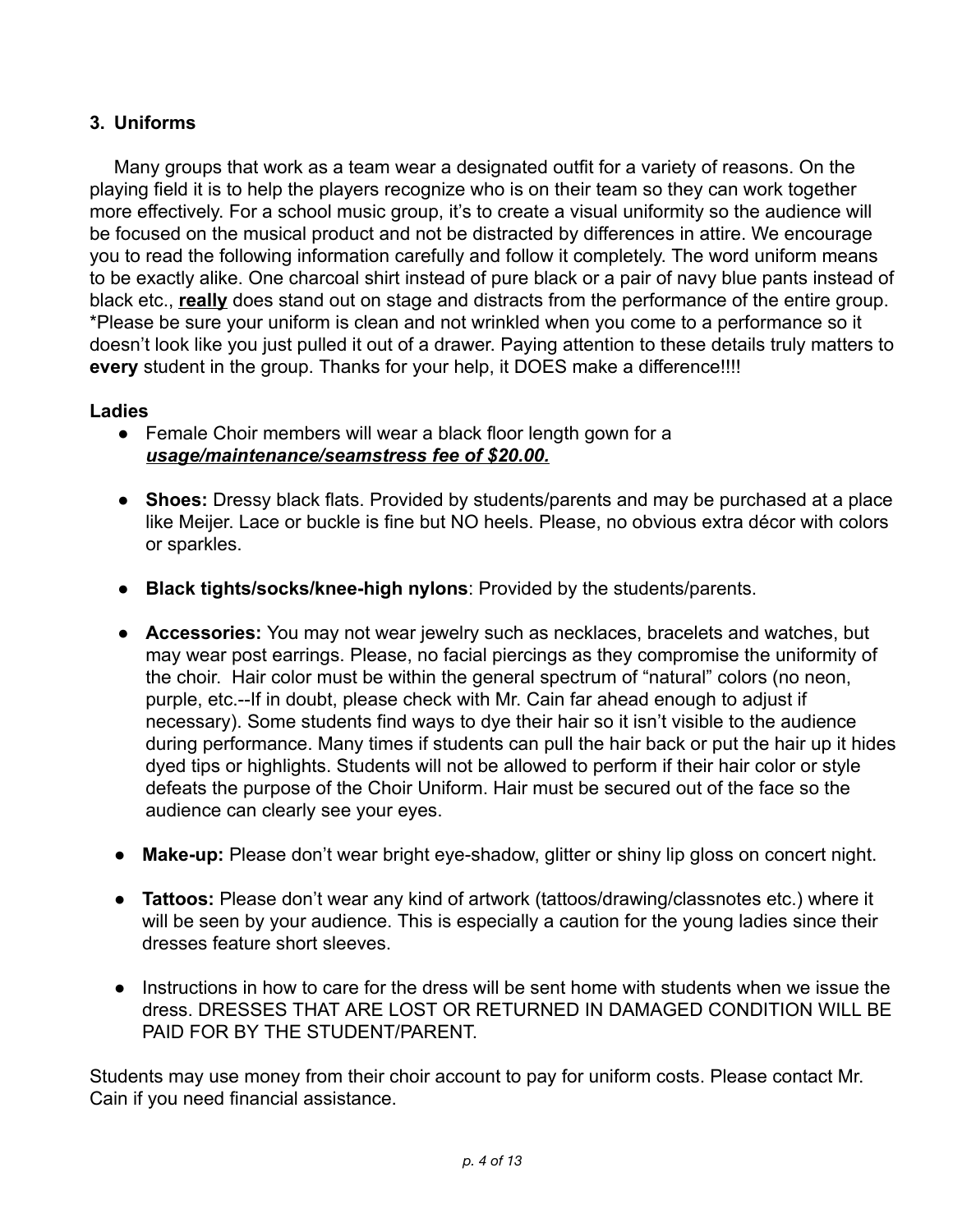### 3. Uniforms

Many groups that work as a team wear a designated outfit for a variety of reasons. On the playing field it is to help the players recognize who is on their team so they can work together more effectively. For a school music group, it's to create a visual uniformity so the audience will be focused on the musical product and not be distracted by differences in attire. We encourage you to read the following information carefully and follow it completely. The word uniform means to be exactly alike. One charcoal shirt instead of pure black or a pair of navy blue pants instead of black etc., **<u>really</u>** does stand out on stage and distracts from the performance of the entire group. *Please be sure your uniform is clean and not wrinkled when you come to a performance so it doesn't look like you just pulled it out of a drawer. Paying attention to these details truly matters to **every** student in the group. Thanks for your help, it DOES make a difference!!!!

**Ladies**

- Female Choir members will wear a black floor length gown for a ***<u>usage/maintenance/seamstress fee of $20.00.</u>***
- **Shoes:** Dressy black flats. Provided by students/parents and may be purchased at a place like Meijer. Lace or buckle is fine but NO heels. Please, no obvious extra décor with colors or sparkles.
- **Black tights/socks/knee-high nylons**: Provided by the students/parents.
- **Accessories:** You may not wear jewelry such as necklaces, bracelets and watches, but may wear post earrings. Please, no facial piercings as they compromise the uniformity of the choir. Hair color must be within the general spectrum of "natural" colors (no neon, purple, etc.--If in doubt, please check with Mr. Cain far ahead enough to adjust if necessary). Some students find ways to dye their hair so it isn't visible to the audience during performance. Many times if students can pull the hair back or put the hair up it hides dyed tips or highlights. Students will not be allowed to perform if their hair color or style defeats the purpose of the Choir Uniform. Hair must be secured out of the face so the audience can clearly see your eyes.
- **Make-up:** Please don't wear bright eye-shadow, glitter or shiny lip gloss on concert night.
- **Tattoos:** Please don't wear any kind of artwork (tattoos/drawing/classnotes etc.) where it will be seen by your audience. This is especially a caution for the young ladies since their dresses feature short sleeves.
- Instructions in how to care for the dress will be sent home with students when we issue the dress. DRESSES THAT ARE LOST OR RETURNED IN DAMAGED CONDITION WILL BE PAID FOR BY THE STUDENT/PARENT.

Students may use money from their choir account to pay for uniform costs. Please contact Mr. Cain if you need financial assistance.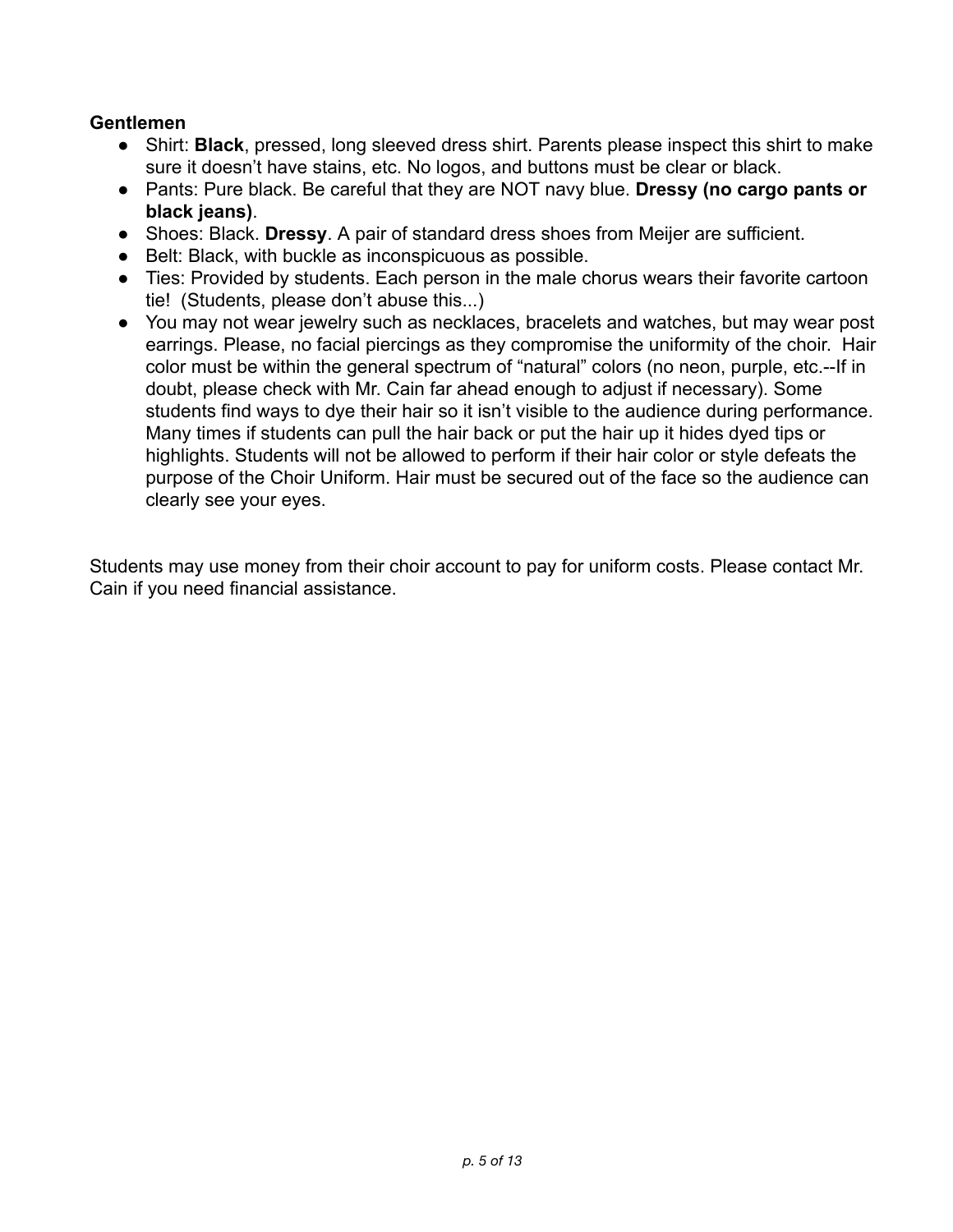**Gentlemen**

- Shirt: **Black**, pressed, long sleeved dress shirt. Parents please inspect this shirt to make sure it doesn't have stains, etc. No logos, and buttons must be clear or black.
- Pants: Pure black. Be careful that they are NOT navy blue. **Dressy (no cargo pants or black jeans)**.
- Shoes: Black. **Dressy**. A pair of standard dress shoes from Meijer are sufficient.
- Belt: Black, with buckle as inconspicuous as possible.
- Ties: Provided by students. Each person in the male chorus wears their favorite cartoon tie! (Students, please don't abuse this...)
- You may not wear jewelry such as necklaces, bracelets and watches, but may wear post earrings. Please, no facial piercings as they compromise the uniformity of the choir. Hair color must be within the general spectrum of "natural" colors (no neon, purple, etc.--If in doubt, please check with Mr. Cain far ahead enough to adjust if necessary). Some students find ways to dye their hair so it isn't visible to the audience during performance. Many times if students can pull the hair back or put the hair up it hides dyed tips or highlights. Students will not be allowed to perform if their hair color or style defeats the purpose of the Choir Uniform. Hair must be secured out of the face so the audience can clearly see your eyes.

Students may use money from their choir account to pay for uniform costs. Please contact Mr. Cain if you need financial assistance.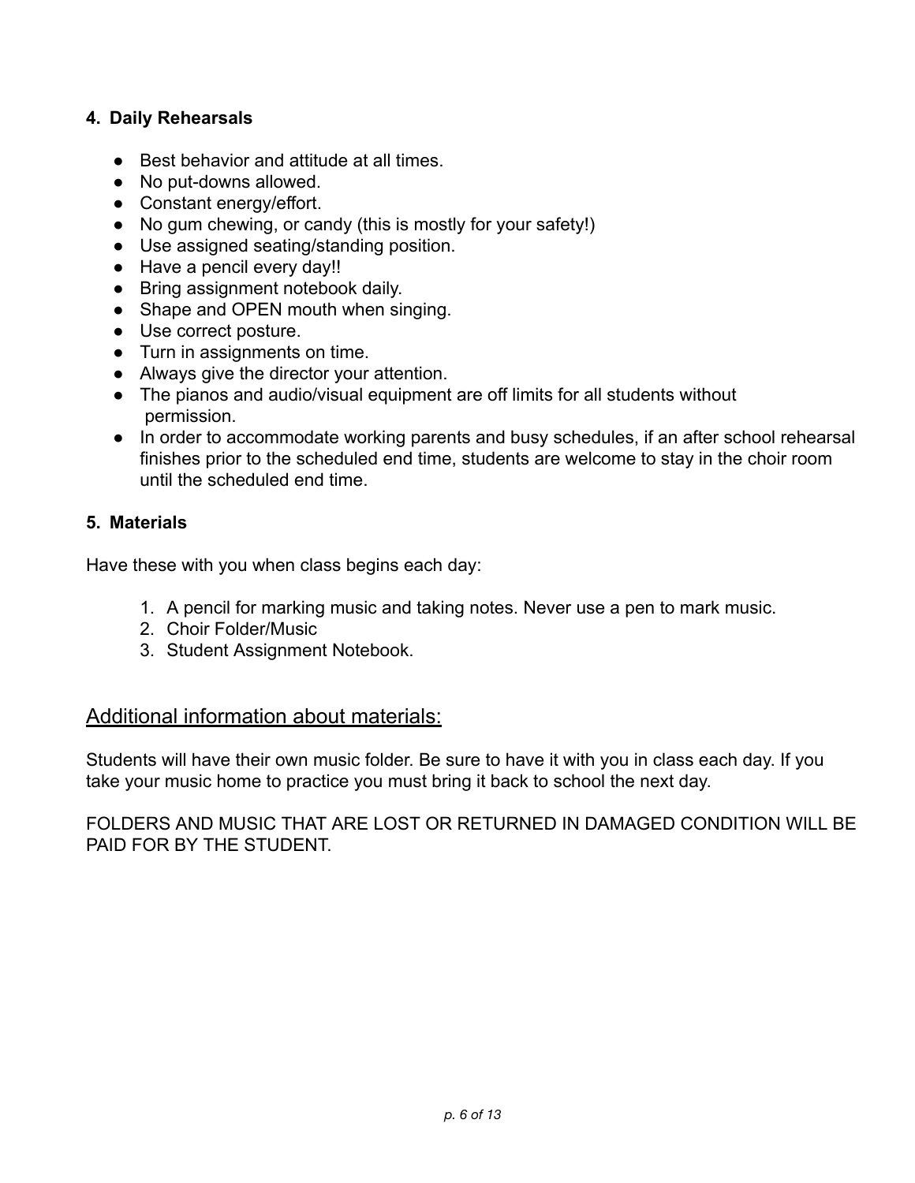### 4. Daily Rehearsals

- Best behavior and attitude at all times.
- No put-downs allowed.
- Constant energy/effort.
- No gum chewing, or candy (this is mostly for your safety!)
- Use assigned seating/standing position.
- Have a pencil every day!!
- Bring assignment notebook daily.
- Shape and OPEN mouth when singing.
- Use correct posture.
- Turn in assignments on time.
- Always give the director your attention.
- The pianos and audio/visual equipment are off limits for all students without permission.
- In order to accommodate working parents and busy schedules, if an after school rehearsal finishes prior to the scheduled end time, students are welcome to stay in the choir room until the scheduled end time.

### 5. Materials

Have these with you when class begins each day:

1. A pencil for marking music and taking notes. Never use a pen to mark music.
2. Choir Folder/Music
3. Student Assignment Notebook.

## Additional information about materials:

Students will have their own music folder. Be sure to have it with you in class each day. If you take your music home to practice you must bring it back to school the next day.

FOLDERS AND MUSIC THAT ARE LOST OR RETURNED IN DAMAGED CONDITION WILL BE PAID FOR BY THE STUDENT.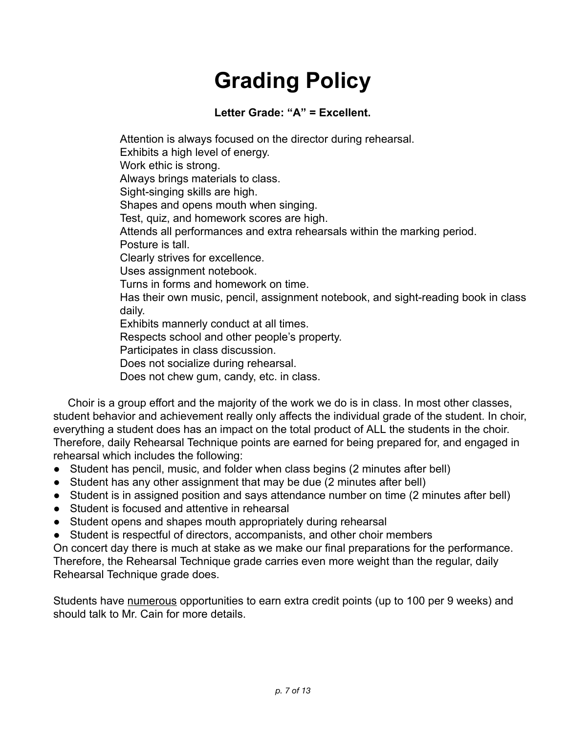# Grading Policy

**Letter Grade: "A" = Excellent.**

Attention is always focused on the director during rehearsal.
Exhibits a high level of energy.
Work ethic is strong.
Always brings materials to class.
Sight-singing skills are high.
Shapes and opens mouth when singing.
Test, quiz, and homework scores are high.
Attends all performances and extra rehearsals within the marking period.
Posture is tall.
Clearly strives for excellence.
Uses assignment notebook.
Turns in forms and homework on time.
Has their own music, pencil, assignment notebook, and sight-reading book in class daily.
Exhibits mannerly conduct at all times.
Respects school and other people's property.
Participates in class discussion.
Does not socialize during rehearsal.
Does not chew gum, candy, etc. in class.

Choir is a group effort and the majority of the work we do is in class. In most other classes, student behavior and achievement really only affects the individual grade of the student. In choir, everything a student does has an impact on the total product of ALL the students in the choir. Therefore, daily Rehearsal Technique points are earned for being prepared for, and engaged in rehearsal which includes the following:

- Student has pencil, music, and folder when class begins (2 minutes after bell)
- Student has any other assignment that may be due (2 minutes after bell)
- Student is in assigned position and says attendance number on time (2 minutes after bell)
- Student is focused and attentive in rehearsal
- Student opens and shapes mouth appropriately during rehearsal
- Student is respectful of directors, accompanists, and other choir members

On concert day there is much at stake as we make our final preparations for the performance. Therefore, the Rehearsal Technique grade carries even more weight than the regular, daily Rehearsal Technique grade does.

Students have <u>numerous</u> opportunities to earn extra credit points (up to 100 per 9 weeks) and should talk to Mr. Cain for more details.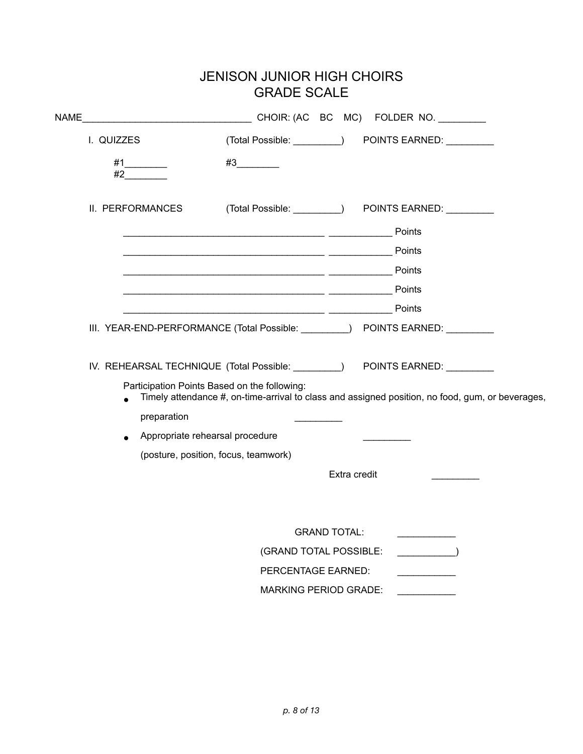# JENISON JUNIOR HIGH CHOIRS
# GRADE SCALE

NAME_______________________________ CHOIR: (AC BC MC) FOLDER NO. _________

I. QUIZZES (Total Possible: _________) POINTS EARNED: _________

#1________ #3________
#2________

II. PERFORMANCES (Total Possible: _________) POINTS EARNED: _________

_____________________________________ ___________ Points

_____________________________________ ___________ Points

_____________________________________ ___________ Points

_____________________________________ ___________ Points

_____________________________________ ___________ Points

III. YEAR-END-PERFORMANCE (Total Possible: _________) POINTS EARNED: _________

IV. REHEARSAL TECHNIQUE (Total Possible: _________) POINTS EARNED: _________

Participation Points Based on the following:

- Timely attendance #, on-time-arrival to class and assigned position, no food, gum, or beverages, preparation _________
- Appropriate rehearsal procedure _________
  (posture, position, focus, teamwork)

Extra credit _________

GRAND TOTAL: ___________

(GRAND TOTAL POSSIBLE: ___________)

PERCENTAGE EARNED: ___________

MARKING PERIOD GRADE: ___________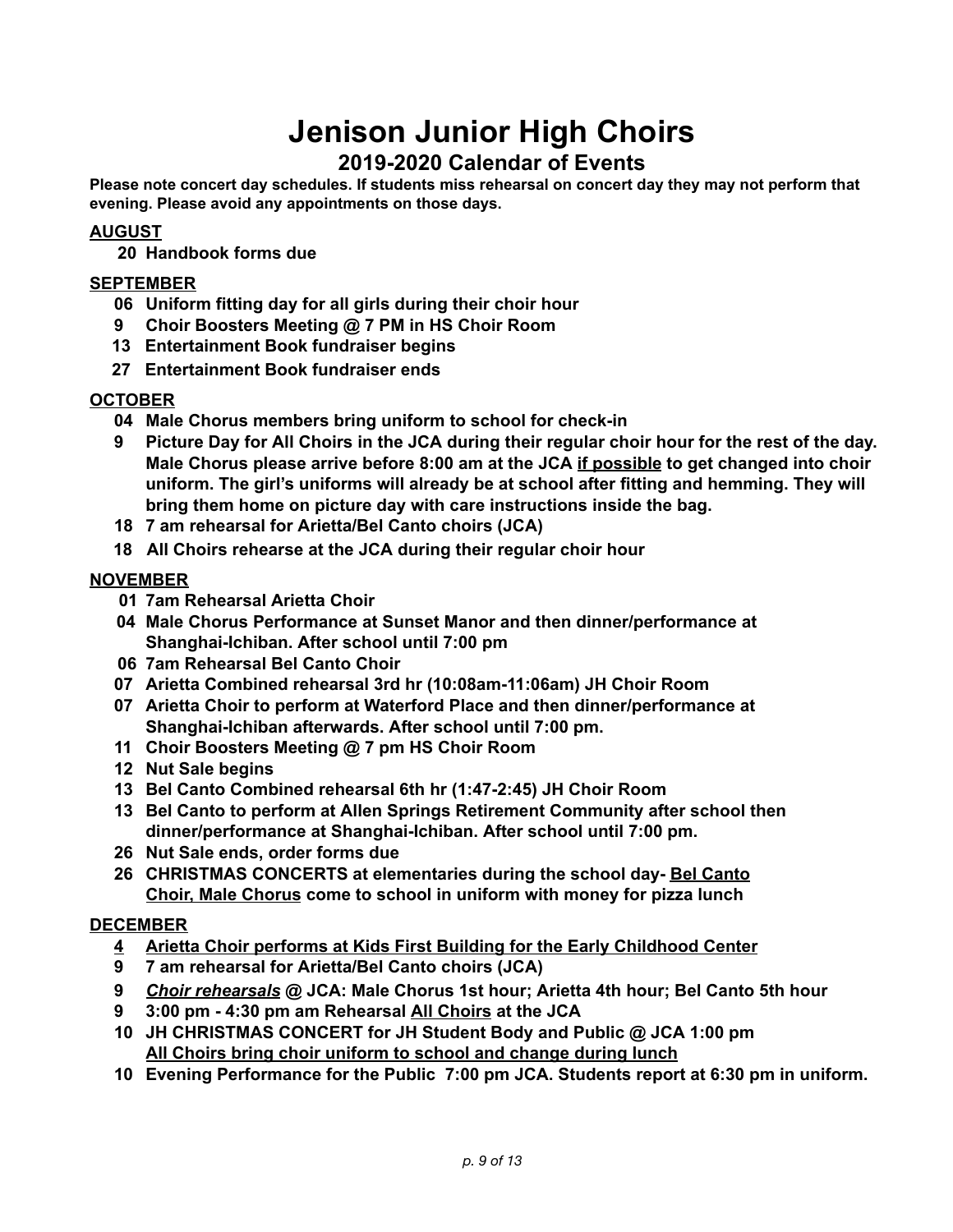# Jenison Junior High Choirs

## 2019-2020 Calendar of Events

**Please note concert day schedules. If students miss rehearsal on concert day they may not perform that evening. Please avoid any appointments on those days.**

### AUGUST

- **20 Handbook forms due**

### SEPTEMBER

- **06 Uniform fitting day for all girls during their choir hour**
- **9 Choir Boosters Meeting @ 7 PM in HS Choir Room**
- **13 Entertainment Book fundraiser begins**
- **27 Entertainment Book fundraiser ends**

### OCTOBER

- **04 Male Chorus members bring uniform to school for check-in**
- **9 Picture Day for All Choirs in the JCA during their regular choir hour for the rest of the day. Male Chorus please arrive before 8:00 am at the JCA <u>if possible</u> to get changed into choir uniform. The girl's uniforms will already be at school after fitting and hemming. They will bring them home on picture day with care instructions inside the bag.**
- **18 7 am rehearsal for Arietta/Bel Canto choirs (JCA)**
- **18 All Choirs rehearse at the JCA during their regular choir hour**

### NOVEMBER

- **01 7am Rehearsal Arietta Choir**
- **04 Male Chorus Performance at Sunset Manor and then dinner/performance at Shanghai-Ichiban. After school until 7:00 pm**
- **06 7am Rehearsal Bel Canto Choir**
- **07 Arietta Combined rehearsal 3rd hr (10:08am-11:06am) JH Choir Room**
- **07 Arietta Choir to perform at Waterford Place and then dinner/performance at Shanghai-Ichiban afterwards. After school until 7:00 pm.**
- **11 Choir Boosters Meeting @ 7 pm HS Choir Room**
- **12 Nut Sale begins**
- **13 Bel Canto Combined rehearsal 6th hr (1:47-2:45) JH Choir Room**
- **13 Bel Canto to perform at Allen Springs Retirement Community after school then dinner/performance at Shanghai-Ichiban. After school until 7:00 pm.**
- **26 Nut Sale ends, order forms due**
- **26 CHRISTMAS CONCERTS at elementaries during the school day- <u>Bel Canto Choir, Male Chorus</u> come to school in uniform with money for pizza lunch**

### DECEMBER

- **<u>4 Arietta Choir performs at Kids First Building for the Early Childhood Center</u>**
- **9 7 am rehearsal for Arietta/Bel Canto choirs (JCA)**
- **9 *<u>Choir rehearsals</u>* @ JCA: Male Chorus 1st hour; Arietta 4th hour; Bel Canto 5th hour**
- **9 3:00 pm - 4:30 pm am Rehearsal <u>All Choirs</u> at the JCA**
- **10 JH CHRISTMAS CONCERT for JH Student Body and Public @ JCA 1:00 pm <u>All Choirs bring choir uniform to school and change during lunch</u>**
- **10 Evening Performance for the Public 7:00 pm JCA. Students report at 6:30 pm in uniform.**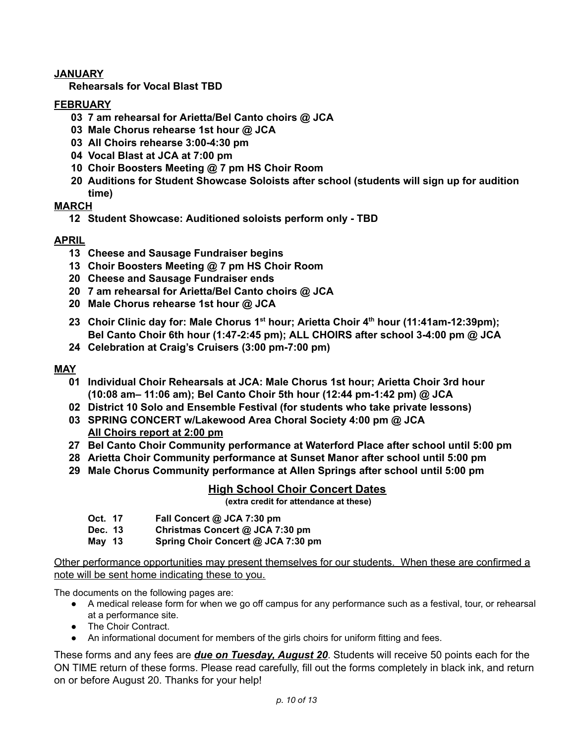**JANUARY**

**Rehearsals for Vocal Blast TBD**

**FEBRUARY**

- **03 7 am rehearsal for Arietta/Bel Canto choirs @ JCA**
- **03 Male Chorus rehearse 1st hour @ JCA**
- **03 All Choirs rehearse 3:00-4:30 pm**
- **04 Vocal Blast at JCA at 7:00 pm**
- **10 Choir Boosters Meeting @ 7 pm HS Choir Room**
- **20 Auditions for Student Showcase Soloists after school (students will sign up for audition time)**

**MARCH**

- **12 Student Showcase: Auditioned soloists perform only - TBD**

**APRIL**

- **13 Cheese and Sausage Fundraiser begins**
- **13 Choir Boosters Meeting @ 7 pm HS Choir Room**
- **20 Cheese and Sausage Fundraiser ends**
- **20 7 am rehearsal for Arietta/Bel Canto choirs @ JCA**
- **20 Male Chorus rehearse 1st hour @ JCA**
- **23 Choir Clinic day for: Male Chorus 1st hour; Arietta Choir 4th hour (11:41am-12:39pm); Bel Canto Choir 6th hour (1:47-2:45 pm); ALL CHOIRS after school 3-4:00 pm @ JCA**
- **24 Celebration at Craig's Cruisers (3:00 pm-7:00 pm)**

**MAY**

- **01 Individual Choir Rehearsals at JCA: Male Chorus 1st hour; Arietta Choir 3rd hour (10:08 am– 11:06 am); Bel Canto Choir 5th hour (12:44 pm-1:42 pm) @ JCA**
- **02 District 10 Solo and Ensemble Festival (for students who take private lessons)**
- **03 SPRING CONCERT w/Lakewood Area Choral Society 4:00 pm @ JCA**
  **All Choirs report at 2:00 pm**
- **27 Bel Canto Choir Community performance at Waterford Place after school until 5:00 pm**
- **28 Arietta Choir Community performance at Sunset Manor after school until 5:00 pm**
- **29 Male Chorus Community performance at Allen Springs after school until 5:00 pm**

## High School Choir Concert Dates

**(extra credit for attendance at these)**

| | |
|---|---|
| **Oct. 17** | **Fall Concert @ JCA 7:30 pm** |
| **Dec. 13** | **Christmas Concert @ JCA 7:30 pm** |
| **May 13** | **Spring Choir Concert @ JCA 7:30 pm** |

Other performance opportunities may present themselves for our students. When these are confirmed a note will be sent home indicating these to you.

The documents on the following pages are:

- A medical release form for when we go off campus for any performance such as a festival, tour, or rehearsal at a performance site.
- The Choir Contract.
- An informational document for members of the girls choirs for uniform fitting and fees.

These forms and any fees are ***due on Tuesday, August 20***. Students will receive 50 points each for the ON TIME return of these forms. Please read carefully, fill out the forms completely in black ink, and return on or before August 20. Thanks for your help!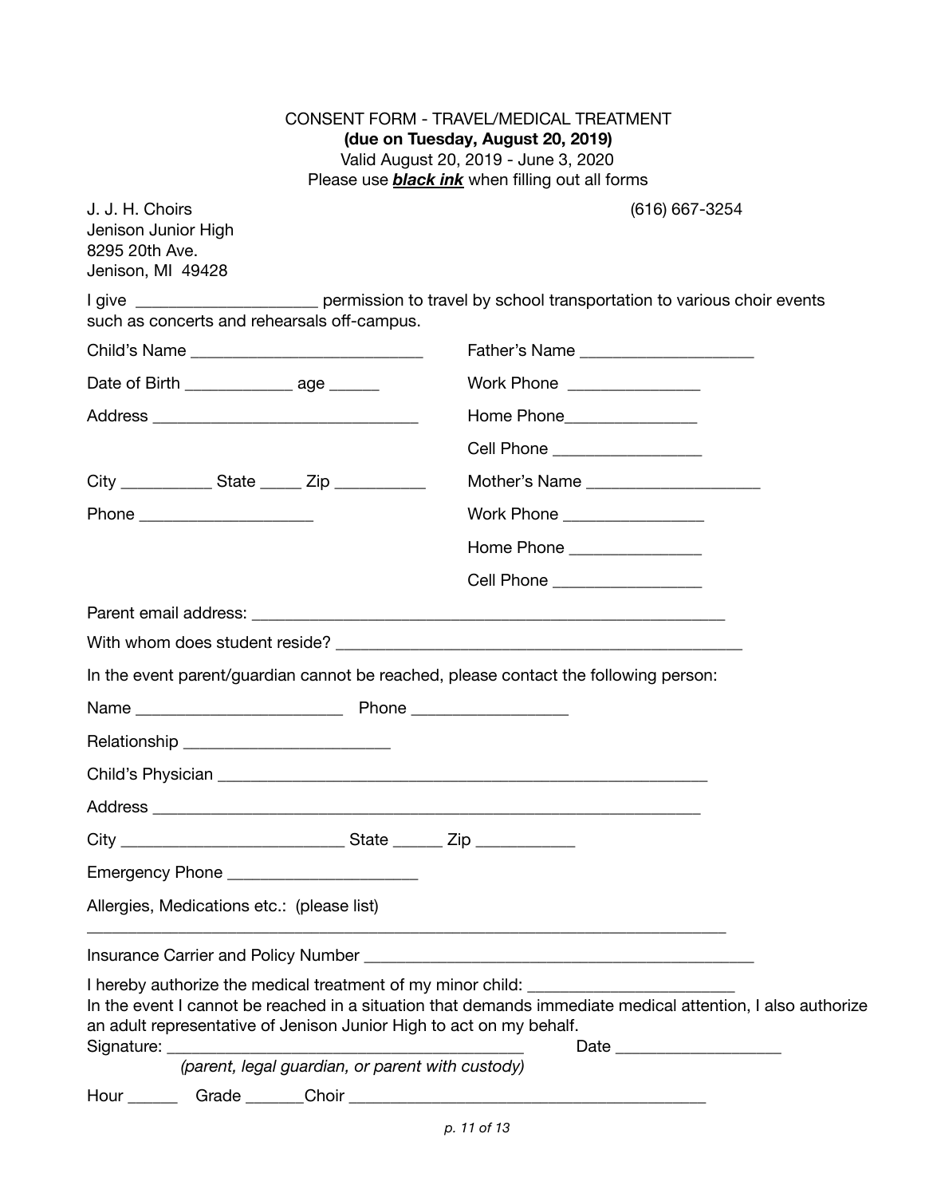# CONSENT FORM - TRAVEL/MEDICAL TREATMENT

**(due on Tuesday, August 20, 2019)**

Valid August 20, 2019 - June 3, 2020

Please use ***black ink*** when filling out all forms

J. J. H. Choirs
Jenison Junior High
8295 20th Ave.
Jenison, MI 49428

(616) 667-3254

I give ____________________ permission to travel by school transportation to various choir events such as concerts and rehearsals off-campus.

Child's Name ___________________________

Date of Birth ____________ age ______

Address _______________________________

City __________ State _____ Zip __________

Phone ___________________

Father's Name ___________________

Work Phone _______________

Home Phone_______________

Cell Phone ________________

Mother's Name ___________________

Work Phone ________________

Home Phone _______________

Cell Phone ________________

Parent email address: ________________________________________________________

With whom does student reside? _______________________________________________

In the event parent/guardian cannot be reached, please contact the following person:

Name _______________________ Phone _________________

Relationship _______________________

Child's Physician ___________________________________________________________

Address _________________________________________________________________

City ________________________ State ______ Zip ___________

Emergency Phone _____________________

Allergies, Medications etc.: (please list)

______________________________________________________________________________

Insurance Carrier and Policy Number ___________________________________________

I hereby authorize the medical treatment of my minor child: ________________________

In the event I cannot be reached in a situation that demands immediate medical attention, I also authorize an adult representative of Jenison Junior High to act on my behalf.

Signature: ________________________________________ Date ___________________

*(parent, legal guardian, or parent with custody)*

Hour ______ Grade _______Choir _________________________________________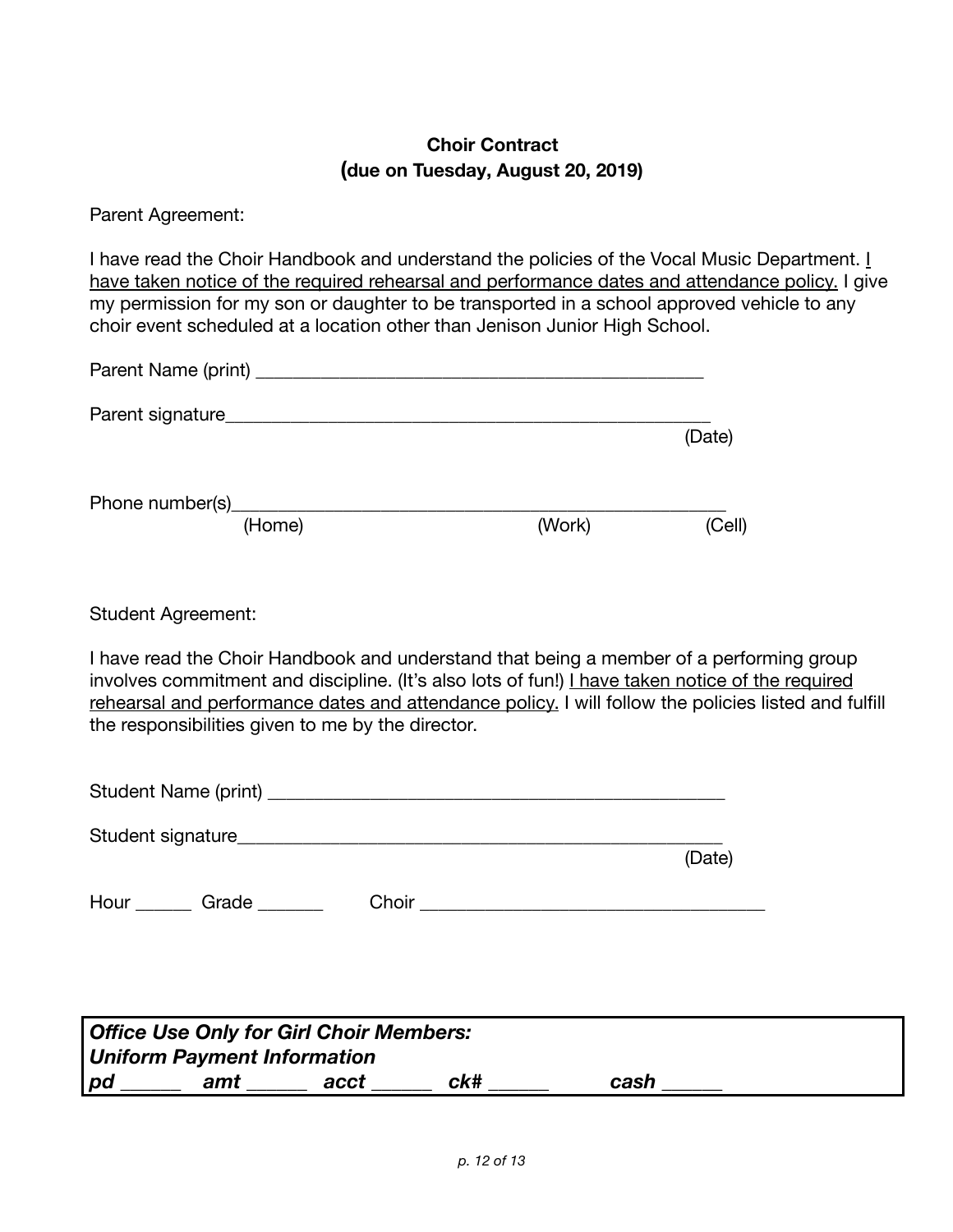**Choir Contract**
**(due on Tuesday, August 20, 2019)**

Parent Agreement:

I have read the Choir Handbook and understand the policies of the Vocal Music Department. <u>I have taken notice of the required rehearsal and performance dates and attendance policy.</u> I give my permission for my son or daughter to be transported in a school approved vehicle to any choir event scheduled at a location other than Jenison Junior High School.

Parent Name (print) _______________________________________________

Parent signature___________________________________________________
(Date)

Phone number(s)___________________________________________________
(Home) (Work) (Cell)

Student Agreement:

I have read the Choir Handbook and understand that being a member of a performing group involves commitment and discipline. (It's also lots of fun!) <u>I have taken notice of the required rehearsal and performance dates and attendance policy.</u> I will follow the policies listed and fulfill the responsibilities given to me by the director.

Student Name (print) _______________________________________________

Student signature___________________________________________________
(Date)

Hour ______ Grade _______ Choir ___________________________________

***Office Use Only for Girl Choir Members:***
***Uniform Payment Information***
***pd ______ amt ______ acct ______ ck# ______ cash ______***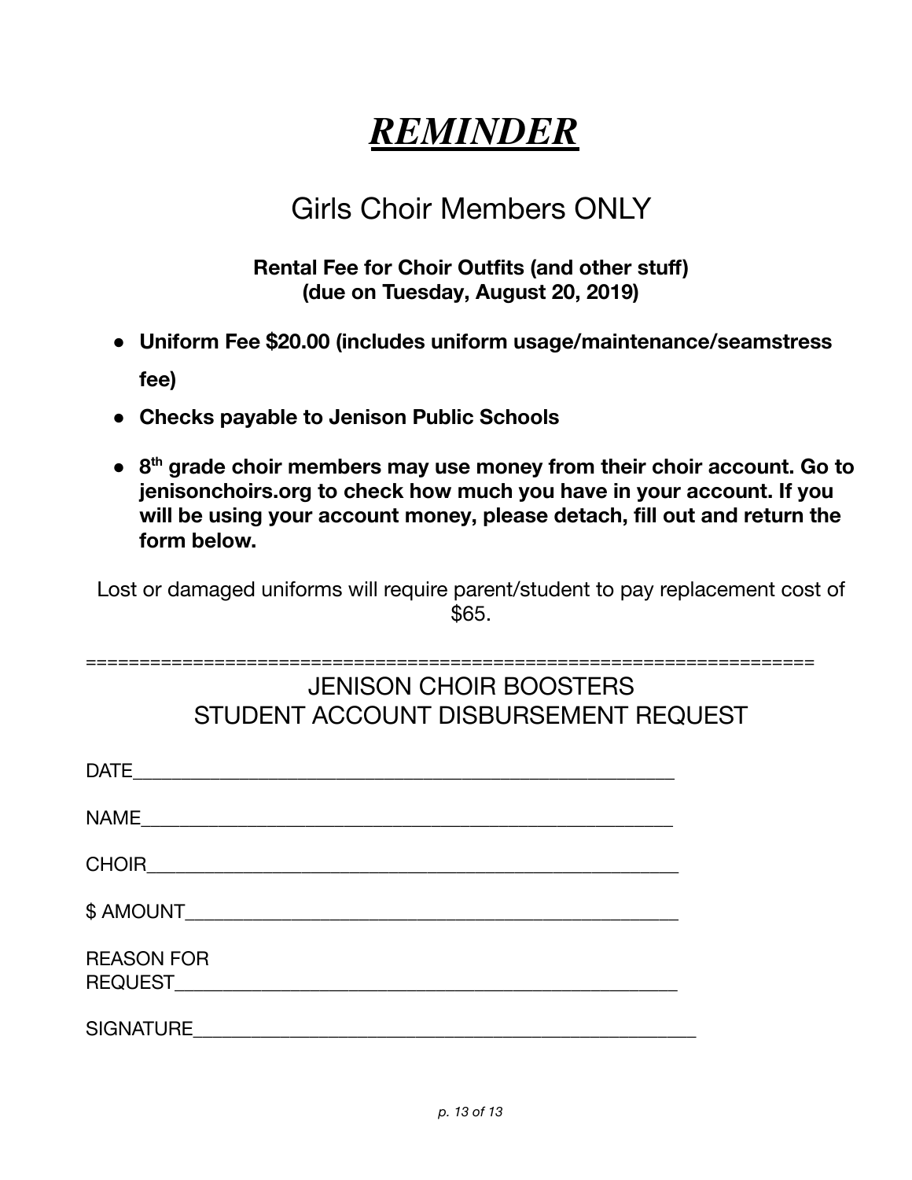# ***REMINDER***

## Girls Choir Members ONLY

**Rental Fee for Choir Outfits (and other stuff)**
**(due on Tuesday, August 20, 2019)**

- **Uniform Fee $20.00 (includes uniform usage/maintenance/seamstress fee)**
- **Checks payable to Jenison Public Schools**
- **8th grade choir members may use money from their choir account. Go to jenisonchoirs.org to check how much you have in your account. If you will be using your account money, please detach, fill out and return the form below.**

Lost or damaged uniforms will require parent/student to pay replacement cost of $65.

=====================================================================

## JENISON CHOIR BOOSTERS
## STUDENT ACCOUNT DISBURSEMENT REQUEST

DATE_______________________________________________________

NAME_______________________________________________________

CHOIR______________________________________________________

$ AMOUNT___________________________________________________

REASON FOR REQUEST_________________________________________

SIGNATURE__________________________________________________